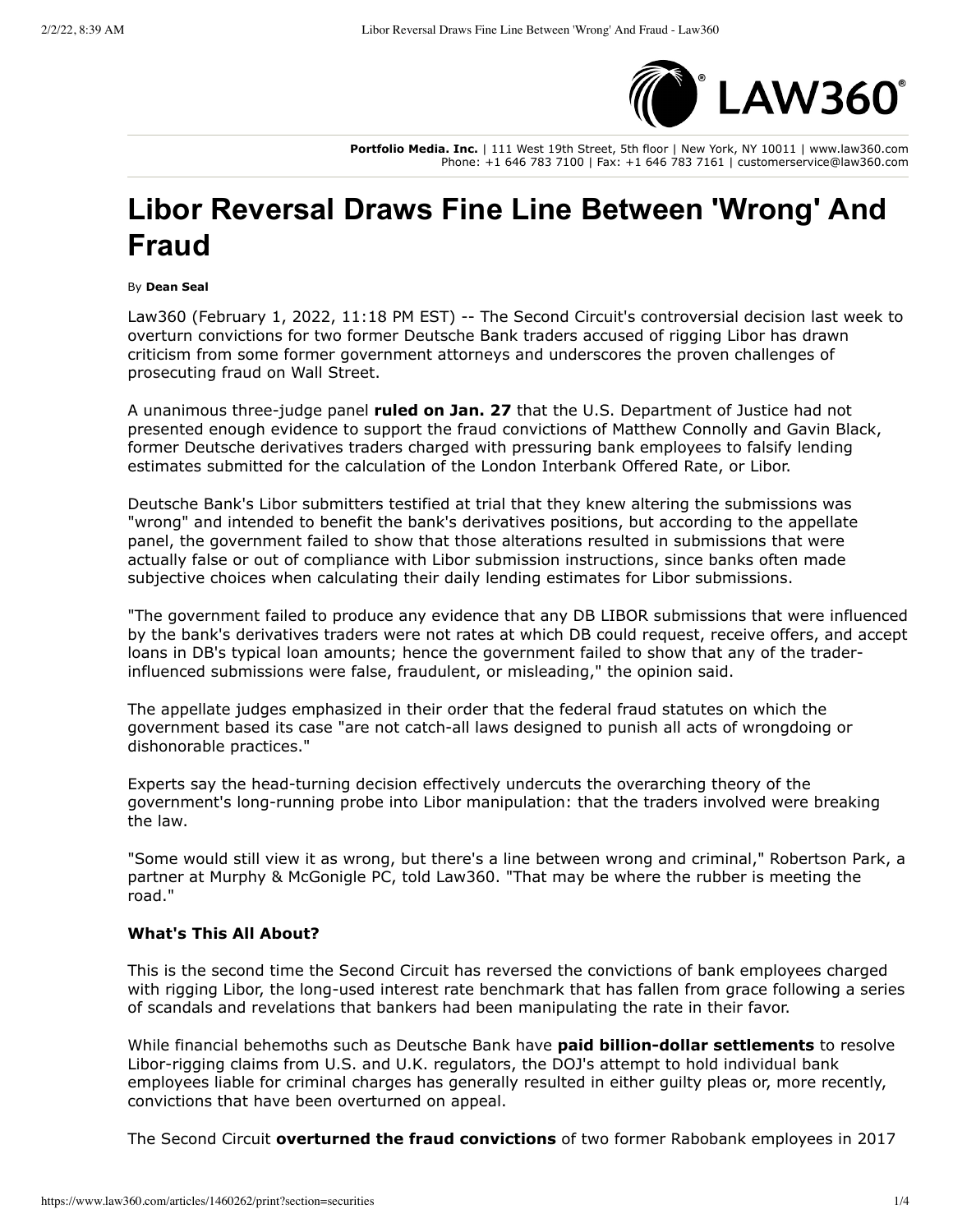**Portfolio Media. Inc.** | 111 West 19th Street, 5th floor | New York, NY 10011 | www.law360.com
Phone: +1 646 783 7100 | Fax: +1 646 783 7161 | customerservice@law360.com

# Libor Reversal Draws Fine Line Between 'Wrong' And Fraud

By **Dean Seal**

Law360 (February 1, 2022, 11:18 PM EST) -- The Second Circuit's controversial decision last week to overturn convictions for two former Deutsche Bank traders accused of rigging Libor has drawn criticism from some former government attorneys and underscores the proven challenges of prosecuting fraud on Wall Street.

A unanimous three-judge panel **ruled on Jan. 27** that the U.S. Department of Justice had not presented enough evidence to support the fraud convictions of Matthew Connolly and Gavin Black, former Deutsche derivatives traders charged with pressuring bank employees to falsify lending estimates submitted for the calculation of the London Interbank Offered Rate, or Libor.

Deutsche Bank's Libor submitters testified at trial that they knew altering the submissions was "wrong" and intended to benefit the bank's derivatives positions, but according to the appellate panel, the government failed to show that those alterations resulted in submissions that were actually false or out of compliance with Libor submission instructions, since banks often made subjective choices when calculating their daily lending estimates for Libor submissions.

"The government failed to produce any evidence that any DB LIBOR submissions that were influenced by the bank's derivatives traders were not rates at which DB could request, receive offers, and accept loans in DB's typical loan amounts; hence the government failed to show that any of the trader-influenced submissions were false, fraudulent, or misleading," the opinion said.

The appellate judges emphasized in their order that the federal fraud statutes on which the government based its case "are not catch-all laws designed to punish all acts of wrongdoing or dishonorable practices."

Experts say the head-turning decision effectively undercuts the overarching theory of the government's long-running probe into Libor manipulation: that the traders involved were breaking the law.

"Some would still view it as wrong, but there's a line between wrong and criminal," Robertson Park, a partner at Murphy & McGonigle PC, told Law360. "That may be where the rubber is meeting the road."

### What's This All About?

This is the second time the Second Circuit has reversed the convictions of bank employees charged with rigging Libor, the long-used interest rate benchmark that has fallen from grace following a series of scandals and revelations that bankers had been manipulating the rate in their favor.

While financial behemoths such as Deutsche Bank have **paid billion-dollar settlements** to resolve Libor-rigging claims from U.S. and U.K. regulators, the DOJ's attempt to hold individual bank employees liable for criminal charges has generally resulted in either guilty pleas or, more recently, convictions that have been overturned on appeal.

The Second Circuit **overturned the fraud convictions** of two former Rabobank employees in 2017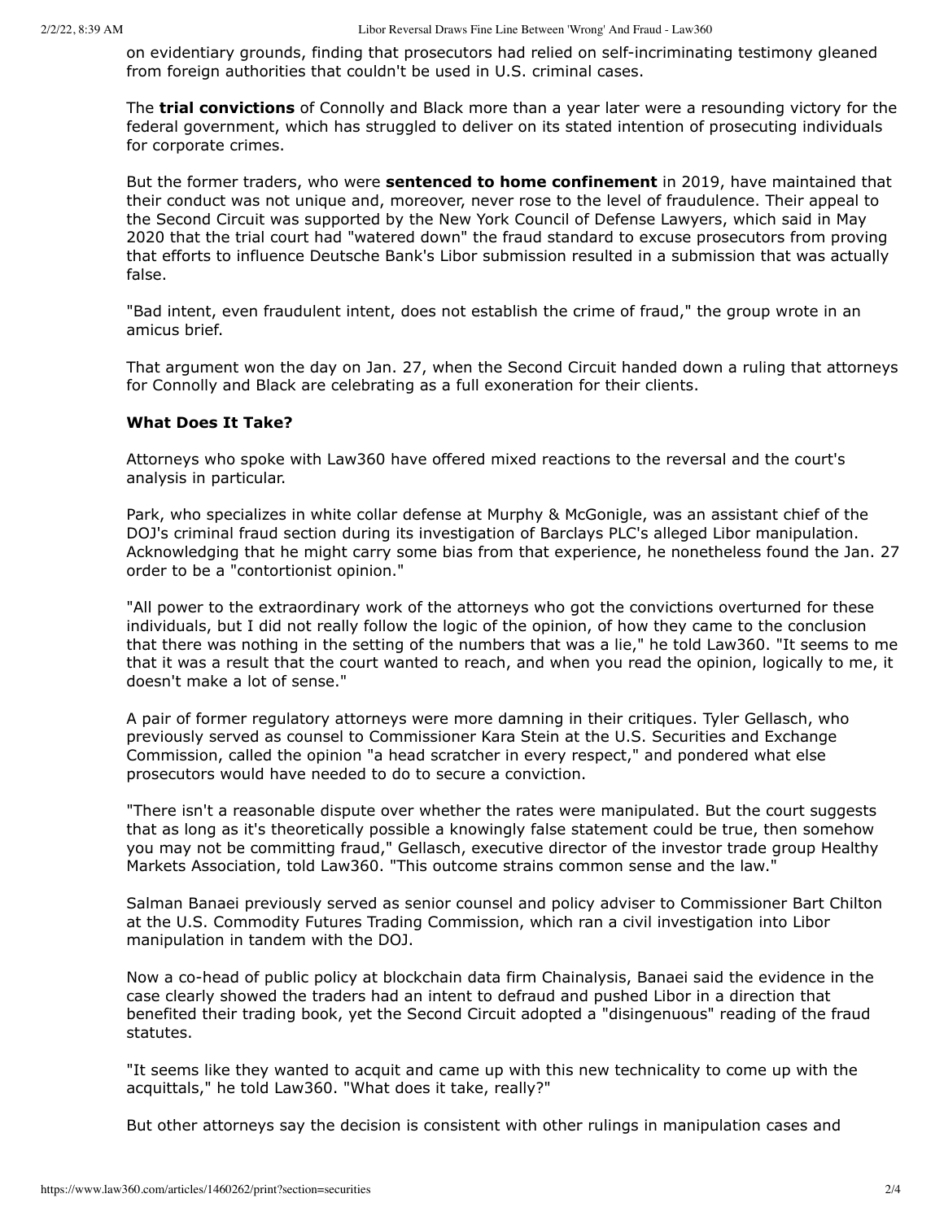on evidentiary grounds, finding that prosecutors had relied on self-incriminating testimony gleaned from foreign authorities that couldn't be used in U.S. criminal cases.

The **trial convictions** of Connolly and Black more than a year later were a resounding victory for the federal government, which has struggled to deliver on its stated intention of prosecuting individuals for corporate crimes.

But the former traders, who were **sentenced to home confinement** in 2019, have maintained that their conduct was not unique and, moreover, never rose to the level of fraudulence. Their appeal to the Second Circuit was supported by the New York Council of Defense Lawyers, which said in May 2020 that the trial court had "watered down" the fraud standard to excuse prosecutors from proving that efforts to influence Deutsche Bank's Libor submission resulted in a submission that was actually false.

"Bad intent, even fraudulent intent, does not establish the crime of fraud," the group wrote in an amicus brief.

That argument won the day on Jan. 27, when the Second Circuit handed down a ruling that attorneys for Connolly and Black are celebrating as a full exoneration for their clients.

**What Does It Take?**

Attorneys who spoke with Law360 have offered mixed reactions to the reversal and the court's analysis in particular.

Park, who specializes in white collar defense at Murphy & McGonigle, was an assistant chief of the DOJ's criminal fraud section during its investigation of Barclays PLC's alleged Libor manipulation. Acknowledging that he might carry some bias from that experience, he nonetheless found the Jan. 27 order to be a "contortionist opinion."

"All power to the extraordinary work of the attorneys who got the convictions overturned for these individuals, but I did not really follow the logic of the opinion, of how they came to the conclusion that there was nothing in the setting of the numbers that was a lie," he told Law360. "It seems to me that it was a result that the court wanted to reach, and when you read the opinion, logically to me, it doesn't make a lot of sense."

A pair of former regulatory attorneys were more damning in their critiques. Tyler Gellasch, who previously served as counsel to Commissioner Kara Stein at the U.S. Securities and Exchange Commission, called the opinion "a head scratcher in every respect," and pondered what else prosecutors would have needed to do to secure a conviction.

"There isn't a reasonable dispute over whether the rates were manipulated. But the court suggests that as long as it's theoretically possible a knowingly false statement could be true, then somehow you may not be committing fraud," Gellasch, executive director of the investor trade group Healthy Markets Association, told Law360. "This outcome strains common sense and the law."

Salman Banaei previously served as senior counsel and policy adviser to Commissioner Bart Chilton at the U.S. Commodity Futures Trading Commission, which ran a civil investigation into Libor manipulation in tandem with the DOJ.

Now a co-head of public policy at blockchain data firm Chainalysis, Banaei said the evidence in the case clearly showed the traders had an intent to defraud and pushed Libor in a direction that benefited their trading book, yet the Second Circuit adopted a "disingenuous" reading of the fraud statutes.

"It seems like they wanted to acquit and came up with this new technicality to come up with the acquittals," he told Law360. "What does it take, really?"

But other attorneys say the decision is consistent with other rulings in manipulation cases and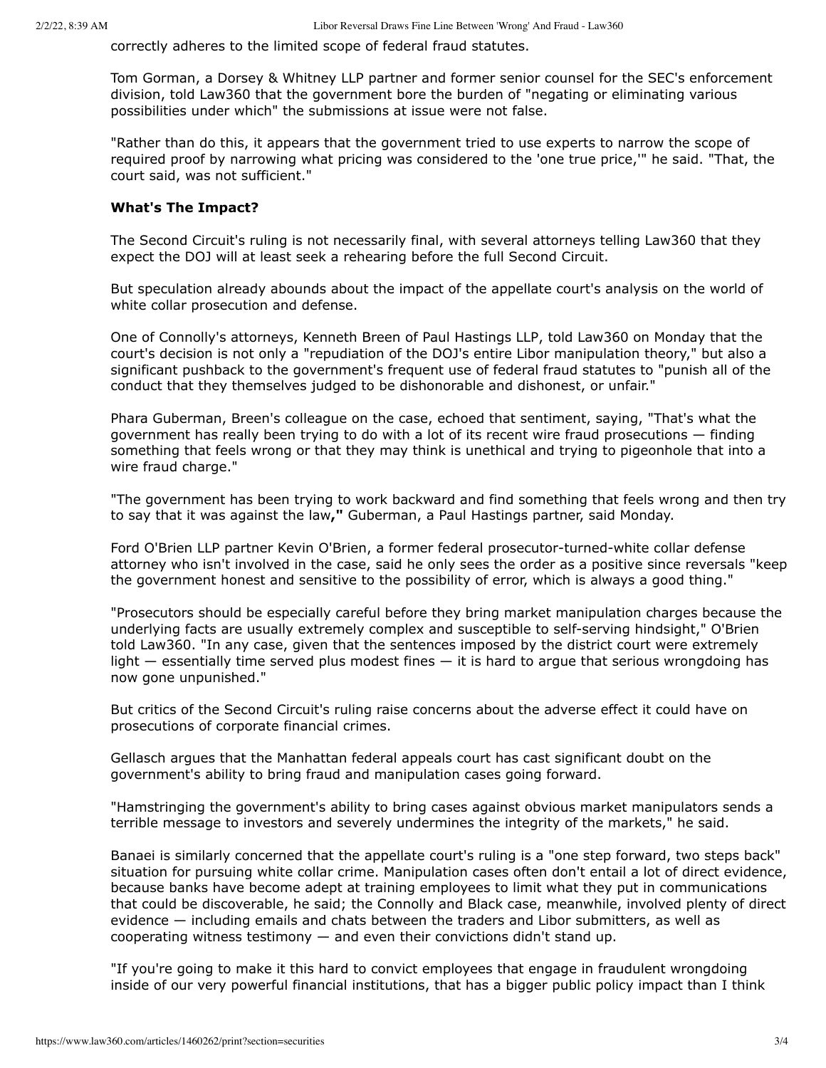correctly adheres to the limited scope of federal fraud statutes.

Tom Gorman, a Dorsey & Whitney LLP partner and former senior counsel for the SEC's enforcement division, told Law360 that the government bore the burden of "negating or eliminating various possibilities under which" the submissions at issue were not false.

"Rather than do this, it appears that the government tried to use experts to narrow the scope of required proof by narrowing what pricing was considered to the 'one true price,'" he said. "That, the court said, was not sufficient."

**What's The Impact?**

The Second Circuit's ruling is not necessarily final, with several attorneys telling Law360 that they expect the DOJ will at least seek a rehearing before the full Second Circuit.

But speculation already abounds about the impact of the appellate court's analysis on the world of white collar prosecution and defense.

One of Connolly's attorneys, Kenneth Breen of Paul Hastings LLP, told Law360 on Monday that the court's decision is not only a "repudiation of the DOJ's entire Libor manipulation theory," but also a significant pushback to the government's frequent use of federal fraud statutes to "punish all of the conduct that they themselves judged to be dishonorable and dishonest, or unfair."

Phara Guberman, Breen's colleague on the case, echoed that sentiment, saying, "That's what the government has really been trying to do with a lot of its recent wire fraud prosecutions — finding something that feels wrong or that they may think is unethical and trying to pigeonhole that into a wire fraud charge."

"The government has been trying to work backward and find something that feels wrong and then try to say that it was against the law**,"** Guberman, a Paul Hastings partner, said Monday.

Ford O'Brien LLP partner Kevin O'Brien, a former federal prosecutor-turned-white collar defense attorney who isn't involved in the case, said he only sees the order as a positive since reversals "keep the government honest and sensitive to the possibility of error, which is always a good thing."

"Prosecutors should be especially careful before they bring market manipulation charges because the underlying facts are usually extremely complex and susceptible to self-serving hindsight," O'Brien told Law360. "In any case, given that the sentences imposed by the district court were extremely light — essentially time served plus modest fines — it is hard to argue that serious wrongdoing has now gone unpunished."

But critics of the Second Circuit's ruling raise concerns about the adverse effect it could have on prosecutions of corporate financial crimes.

Gellasch argues that the Manhattan federal appeals court has cast significant doubt on the government's ability to bring fraud and manipulation cases going forward.

"Hamstringing the government's ability to bring cases against obvious market manipulators sends a terrible message to investors and severely undermines the integrity of the markets," he said.

Banaei is similarly concerned that the appellate court's ruling is a "one step forward, two steps back" situation for pursuing white collar crime. Manipulation cases often don't entail a lot of direct evidence, because banks have become adept at training employees to limit what they put in communications that could be discoverable, he said; the Connolly and Black case, meanwhile, involved plenty of direct evidence — including emails and chats between the traders and Libor submitters, as well as cooperating witness testimony — and even their convictions didn't stand up.

"If you're going to make it this hard to convict employees that engage in fraudulent wrongdoing inside of our very powerful financial institutions, that has a bigger public policy impact than I think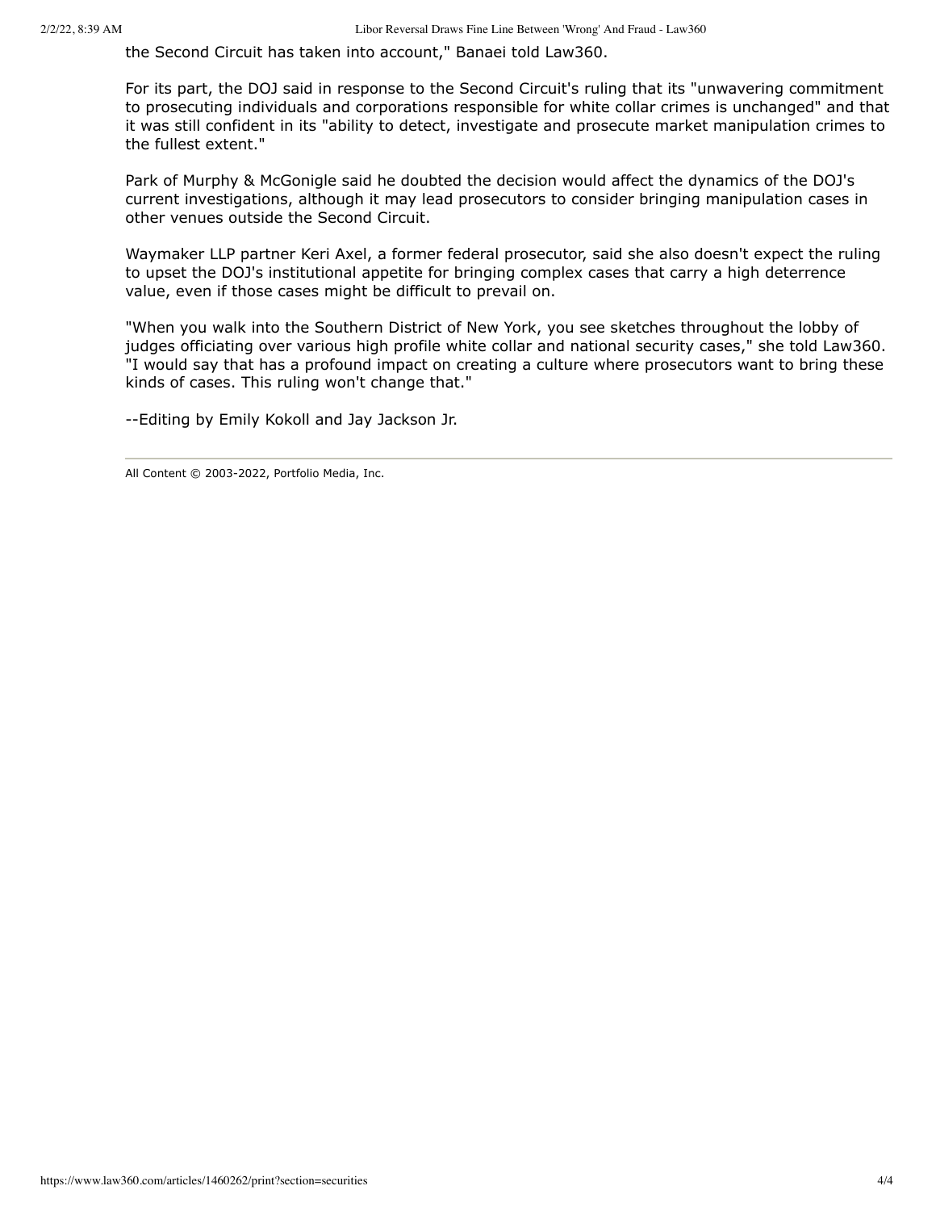the Second Circuit has taken into account," Banaei told Law360.

For its part, the DOJ said in response to the Second Circuit's ruling that its "unwavering commitment to prosecuting individuals and corporations responsible for white collar crimes is unchanged" and that it was still confident in its "ability to detect, investigate and prosecute market manipulation crimes to the fullest extent."

Park of Murphy & McGonigle said he doubted the decision would affect the dynamics of the DOJ's current investigations, although it may lead prosecutors to consider bringing manipulation cases in other venues outside the Second Circuit.

Waymaker LLP partner Keri Axel, a former federal prosecutor, said she also doesn't expect the ruling to upset the DOJ's institutional appetite for bringing complex cases that carry a high deterrence value, even if those cases might be difficult to prevail on.

"When you walk into the Southern District of New York, you see sketches throughout the lobby of judges officiating over various high profile white collar and national security cases," she told Law360. "I would say that has a profound impact on creating a culture where prosecutors want to bring these kinds of cases. This ruling won't change that."

--Editing by Emily Kokoll and Jay Jackson Jr.

---

All Content © 2003-2022, Portfolio Media, Inc.